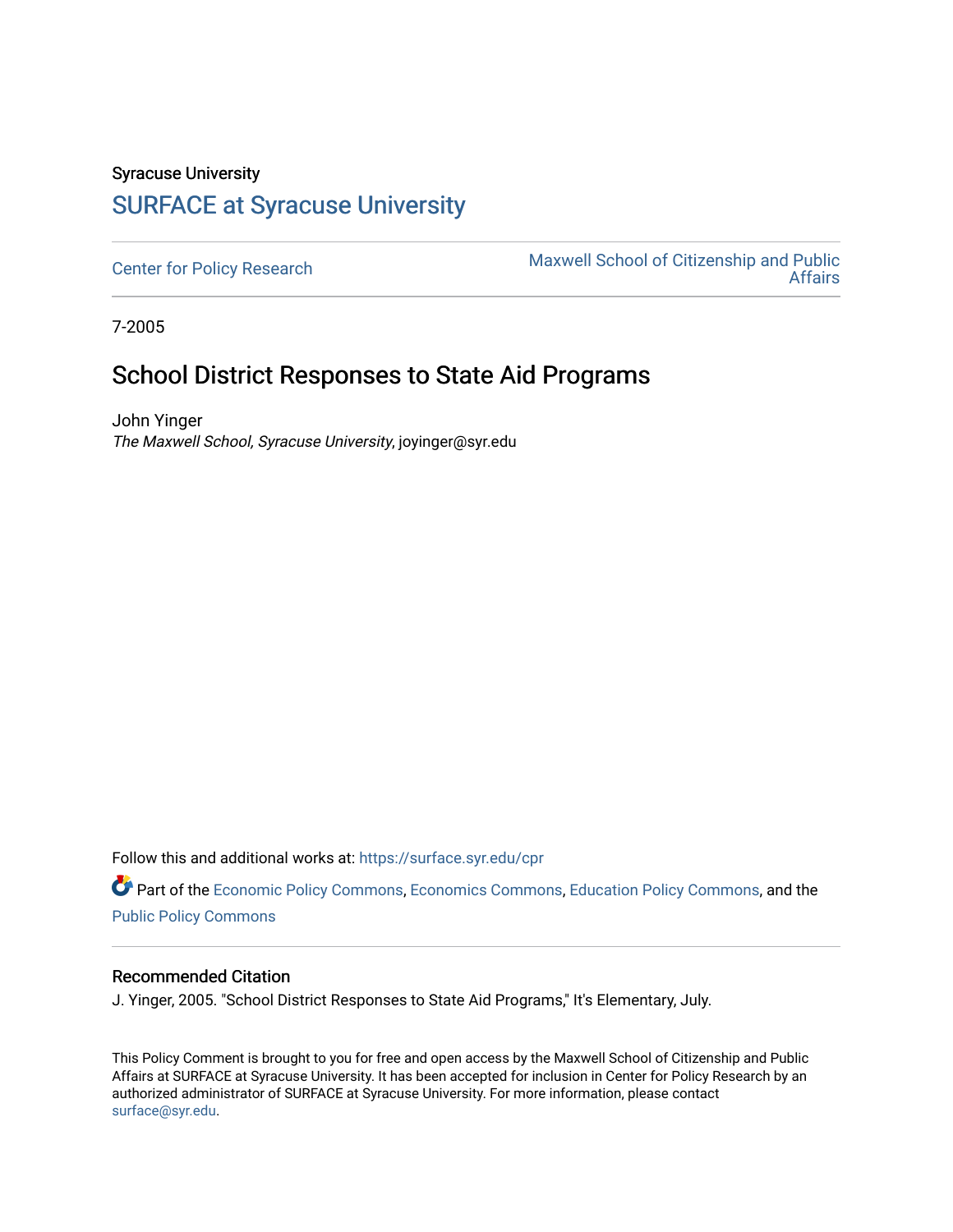Syracuse University

# SURFACE at Syracuse University

Center for Policy Research

Maxwell School of Citizenship and Public Affairs

7-2005

## School District Responses to State Aid Programs

John Yinger
*The Maxwell School, Syracuse University*, joyinger@syr.edu

Follow this and additional works at: https://surface.syr.edu/cpr

Part of the Economic Policy Commons, Economics Commons, Education Policy Commons, and the Public Policy Commons

### Recommended Citation

J. Yinger, 2005. "School District Responses to State Aid Programs," It's Elementary, July.

This Policy Comment is brought to you for free and open access by the Maxwell School of Citizenship and Public Affairs at SURFACE at Syracuse University. It has been accepted for inclusion in Center for Policy Research by an authorized administrator of SURFACE at Syracuse University. For more information, please contact surface@syr.edu.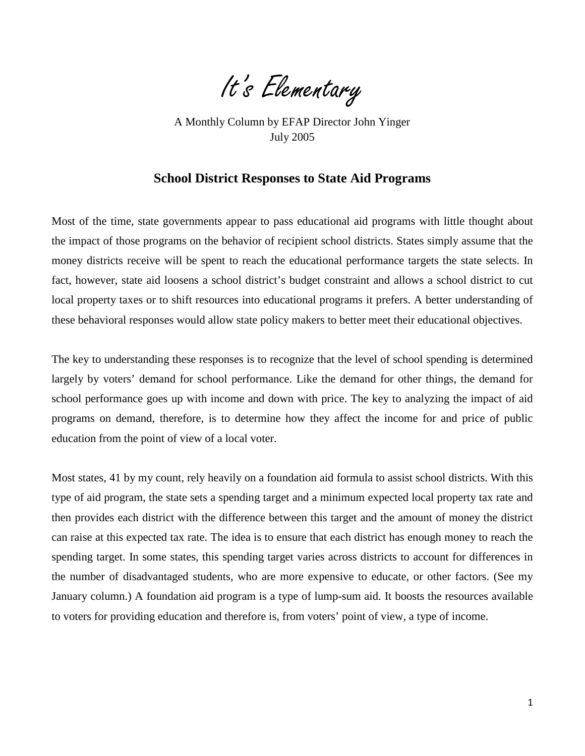# *It's Elementary*

A Monthly Column by EFAP Director John Yinger
July 2005

## School District Responses to State Aid Programs

Most of the time, state governments appear to pass educational aid programs with little thought about the impact of those programs on the behavior of recipient school districts. States simply assume that the money districts receive will be spent to reach the educational performance targets the state selects. In fact, however, state aid loosens a school district's budget constraint and allows a school district to cut local property taxes or to shift resources into educational programs it prefers. A better understanding of these behavioral responses would allow state policy makers to better meet their educational objectives.

The key to understanding these responses is to recognize that the level of school spending is determined largely by voters' demand for school performance. Like the demand for other things, the demand for school performance goes up with income and down with price. The key to analyzing the impact of aid programs on demand, therefore, is to determine how they affect the income for and price of public education from the point of view of a local voter.

Most states, 41 by my count, rely heavily on a foundation aid formula to assist school districts. With this type of aid program, the state sets a spending target and a minimum expected local property tax rate and then provides each district with the difference between this target and the amount of money the district can raise at this expected tax rate. The idea is to ensure that each district has enough money to reach the spending target. In some states, this spending target varies across districts to account for differences in the number of disadvantaged students, who are more expensive to educate, or other factors. (See my January column.) A foundation aid program is a type of lump-sum aid. It boosts the resources available to voters for providing education and therefore is, from voters' point of view, a type of income.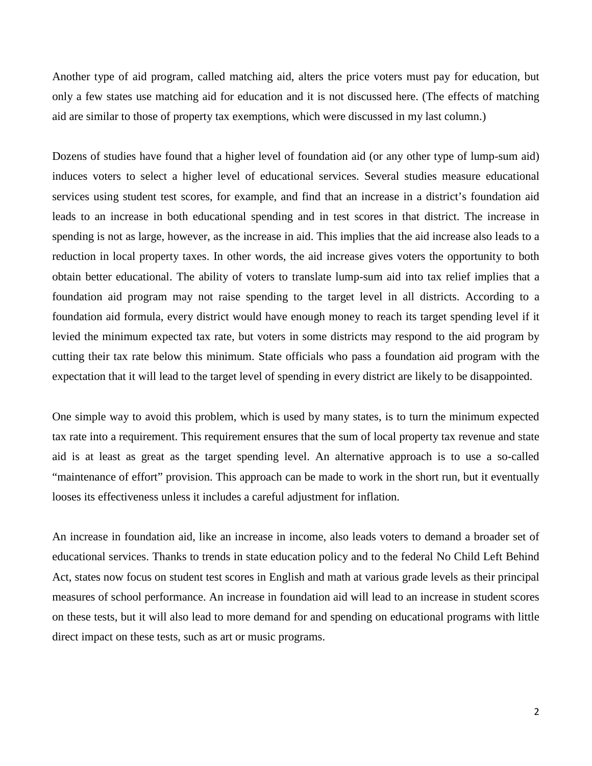Another type of aid program, called matching aid, alters the price voters must pay for education, but only a few states use matching aid for education and it is not discussed here. (The effects of matching aid are similar to those of property tax exemptions, which were discussed in my last column.)

Dozens of studies have found that a higher level of foundation aid (or any other type of lump-sum aid) induces voters to select a higher level of educational services. Several studies measure educational services using student test scores, for example, and find that an increase in a district's foundation aid leads to an increase in both educational spending and in test scores in that district. The increase in spending is not as large, however, as the increase in aid. This implies that the aid increase also leads to a reduction in local property taxes. In other words, the aid increase gives voters the opportunity to both obtain better educational. The ability of voters to translate lump-sum aid into tax relief implies that a foundation aid program may not raise spending to the target level in all districts. According to a foundation aid formula, every district would have enough money to reach its target spending level if it levied the minimum expected tax rate, but voters in some districts may respond to the aid program by cutting their tax rate below this minimum. State officials who pass a foundation aid program with the expectation that it will lead to the target level of spending in every district are likely to be disappointed.

One simple way to avoid this problem, which is used by many states, is to turn the minimum expected tax rate into a requirement. This requirement ensures that the sum of local property tax revenue and state aid is at least as great as the target spending level. An alternative approach is to use a so-called "maintenance of effort" provision. This approach can be made to work in the short run, but it eventually looses its effectiveness unless it includes a careful adjustment for inflation.

An increase in foundation aid, like an increase in income, also leads voters to demand a broader set of educational services. Thanks to trends in state education policy and to the federal No Child Left Behind Act, states now focus on student test scores in English and math at various grade levels as their principal measures of school performance. An increase in foundation aid will lead to an increase in student scores on these tests, but it will also lead to more demand for and spending on educational programs with little direct impact on these tests, such as art or music programs.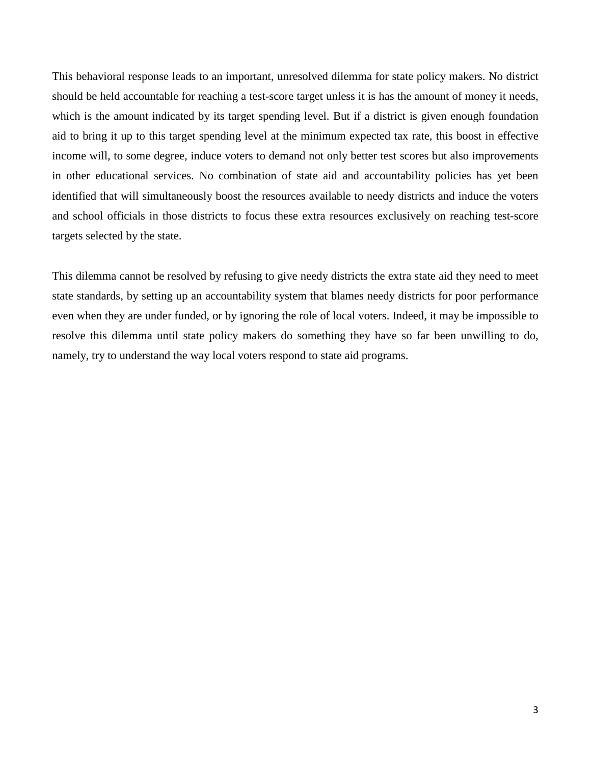This behavioral response leads to an important, unresolved dilemma for state policy makers. No district should be held accountable for reaching a test-score target unless it is has the amount of money it needs, which is the amount indicated by its target spending level. But if a district is given enough foundation aid to bring it up to this target spending level at the minimum expected tax rate, this boost in effective income will, to some degree, induce voters to demand not only better test scores but also improvements in other educational services. No combination of state aid and accountability policies has yet been identified that will simultaneously boost the resources available to needy districts and induce the voters and school officials in those districts to focus these extra resources exclusively on reaching test-score targets selected by the state.

This dilemma cannot be resolved by refusing to give needy districts the extra state aid they need to meet state standards, by setting up an accountability system that blames needy districts for poor performance even when they are under funded, or by ignoring the role of local voters. Indeed, it may be impossible to resolve this dilemma until state policy makers do something they have so far been unwilling to do, namely, try to understand the way local voters respond to state aid programs.